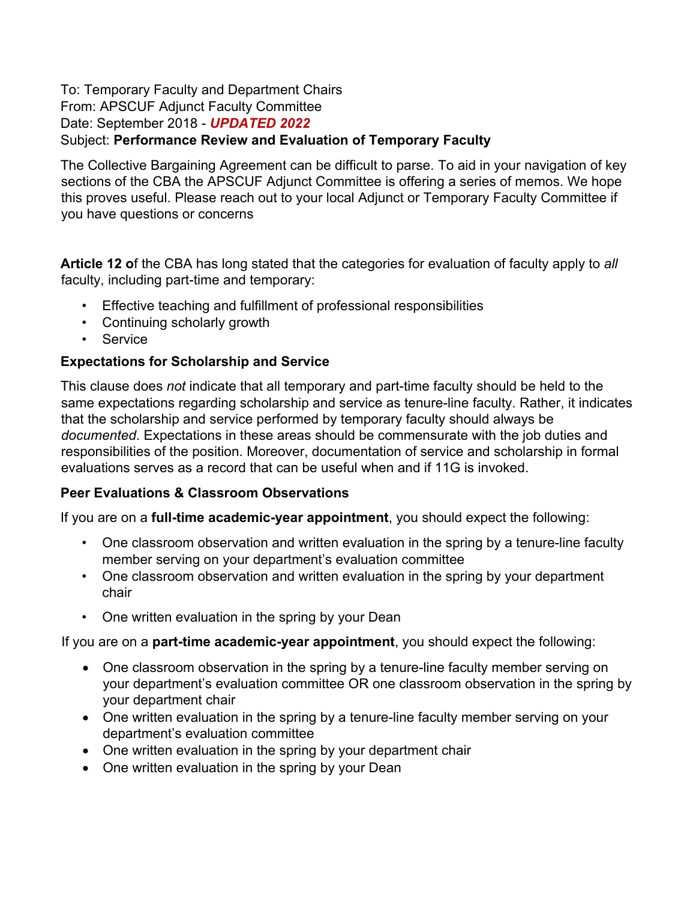To: Temporary Faculty and Department Chairs
From: APSCUF Adjunct Faculty Committee
Date: September 2018 - ***UPDATED 2022***
Subject: **Performance Review and Evaluation of Temporary Faculty**

The Collective Bargaining Agreement can be difficult to parse. To aid in your navigation of key sections of the CBA the APSCUF Adjunct Committee is offering a series of memos. We hope this proves useful. Please reach out to your local Adjunct or Temporary Faculty Committee if you have questions or concerns

**Article 12 o**f the CBA has long stated that the categories for evaluation of faculty apply to *all* faculty, including part-time and temporary:

- Effective teaching and fulfillment of professional responsibilities
- Continuing scholarly growth
- Service

**Expectations for Scholarship and Service**

This clause does *not* indicate that all temporary and part-time faculty should be held to the same expectations regarding scholarship and service as tenure-line faculty. Rather, it indicates that the scholarship and service performed by temporary faculty should always be *documented*. Expectations in these areas should be commensurate with the job duties and responsibilities of the position. Moreover, documentation of service and scholarship in formal evaluations serves as a record that can be useful when and if 11G is invoked.

**Peer Evaluations & Classroom Observations**

If you are on a **full-time academic-year appointment**, you should expect the following:

- One classroom observation and written evaluation in the spring by a tenure-line faculty member serving on your department's evaluation committee
- One classroom observation and written evaluation in the spring by your department chair
- One written evaluation in the spring by your Dean

If you are on a **part-time academic-year appointment**, you should expect the following:

- One classroom observation in the spring by a tenure-line faculty member serving on your department's evaluation committee OR one classroom observation in the spring by your department chair
- One written evaluation in the spring by a tenure-line faculty member serving on your department's evaluation committee
- One written evaluation in the spring by your department chair
- One written evaluation in the spring by your Dean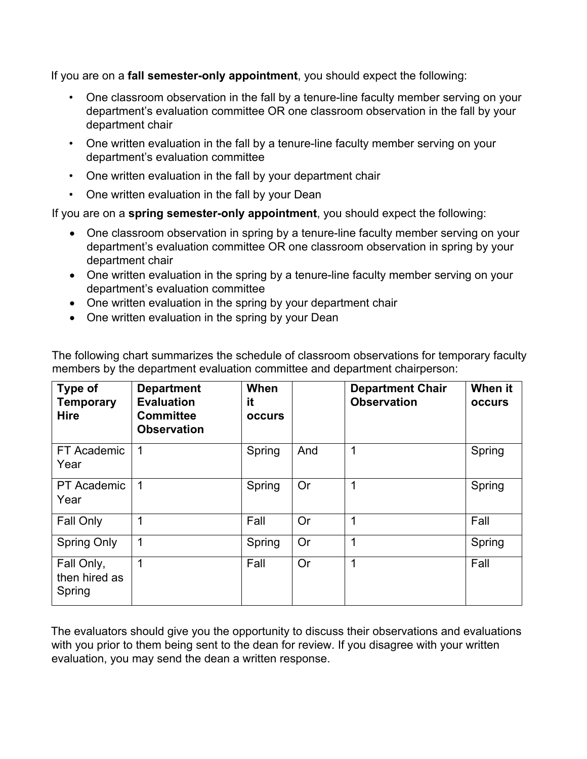If you are on a **fall semester-only appointment**, you should expect the following:

- One classroom observation in the fall by a tenure-line faculty member serving on your department's evaluation committee OR one classroom observation in the fall by your department chair
- One written evaluation in the fall by a tenure-line faculty member serving on your department's evaluation committee
- One written evaluation in the fall by your department chair
- One written evaluation in the fall by your Dean

If you are on a **spring semester-only appointment**, you should expect the following:

- One classroom observation in spring by a tenure-line faculty member serving on your department's evaluation committee OR one classroom observation in spring by your department chair
- One written evaluation in the spring by a tenure-line faculty member serving on your department's evaluation committee
- One written evaluation in the spring by your department chair
- One written evaluation in the spring by your Dean

The following chart summarizes the schedule of classroom observations for temporary faculty members by the department evaluation committee and department chairperson:

| **Type of Temporary Hire** | **Department Evaluation Committee Observation** | **When it occurs** | | **Department Chair Observation** | **When it occurs** |
|---|---|---|---|---|---|
| FT Academic Year | 1 | Spring | And | 1 | Spring |
| PT Academic Year | 1 | Spring | Or | 1 | Spring |
| Fall Only | 1 | Fall | Or | 1 | Fall |
| Spring Only | 1 | Spring | Or | 1 | Spring |
| Fall Only, then hired as Spring | 1 | Fall | Or | 1 | Fall |

The evaluators should give you the opportunity to discuss their observations and evaluations with you prior to them being sent to the dean for review. If you disagree with your written evaluation, you may send the dean a written response.